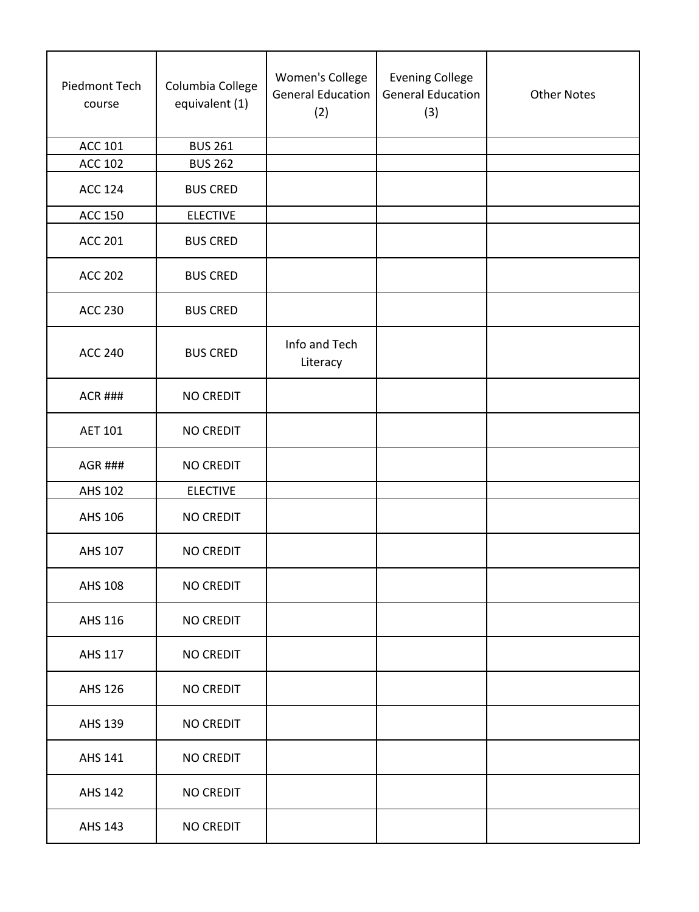| Piedmont Tech course | Columbia College equivalent (1) | Women's College General Education (2) | Evening College General Education (3) | Other Notes |
|---|---|---|---|---|
| ACC 101 | BUS 261 | | | |
| ACC 102 | BUS 262 | | | |
| ACC 124 | BUS CRED | | | |
| ACC 150 | ELECTIVE | | | |
| ACC 201 | BUS CRED | | | |
| ACC 202 | BUS CRED | | | |
| ACC 230 | BUS CRED | | | |
| ACC 240 | BUS CRED | Info and Tech Literacy | | |
| ACR ### | NO CREDIT | | | |
| AET 101 | NO CREDIT | | | |
| AGR ### | NO CREDIT | | | |
| AHS 102 | ELECTIVE | | | |
| AHS 106 | NO CREDIT | | | |
| AHS 107 | NO CREDIT | | | |
| AHS 108 | NO CREDIT | | | |
| AHS 116 | NO CREDIT | | | |
| AHS 117 | NO CREDIT | | | |
| AHS 126 | NO CREDIT | | | |
| AHS 139 | NO CREDIT | | | |
| AHS 141 | NO CREDIT | | | |
| AHS 142 | NO CREDIT | | | |
| AHS 143 | NO CREDIT | | | |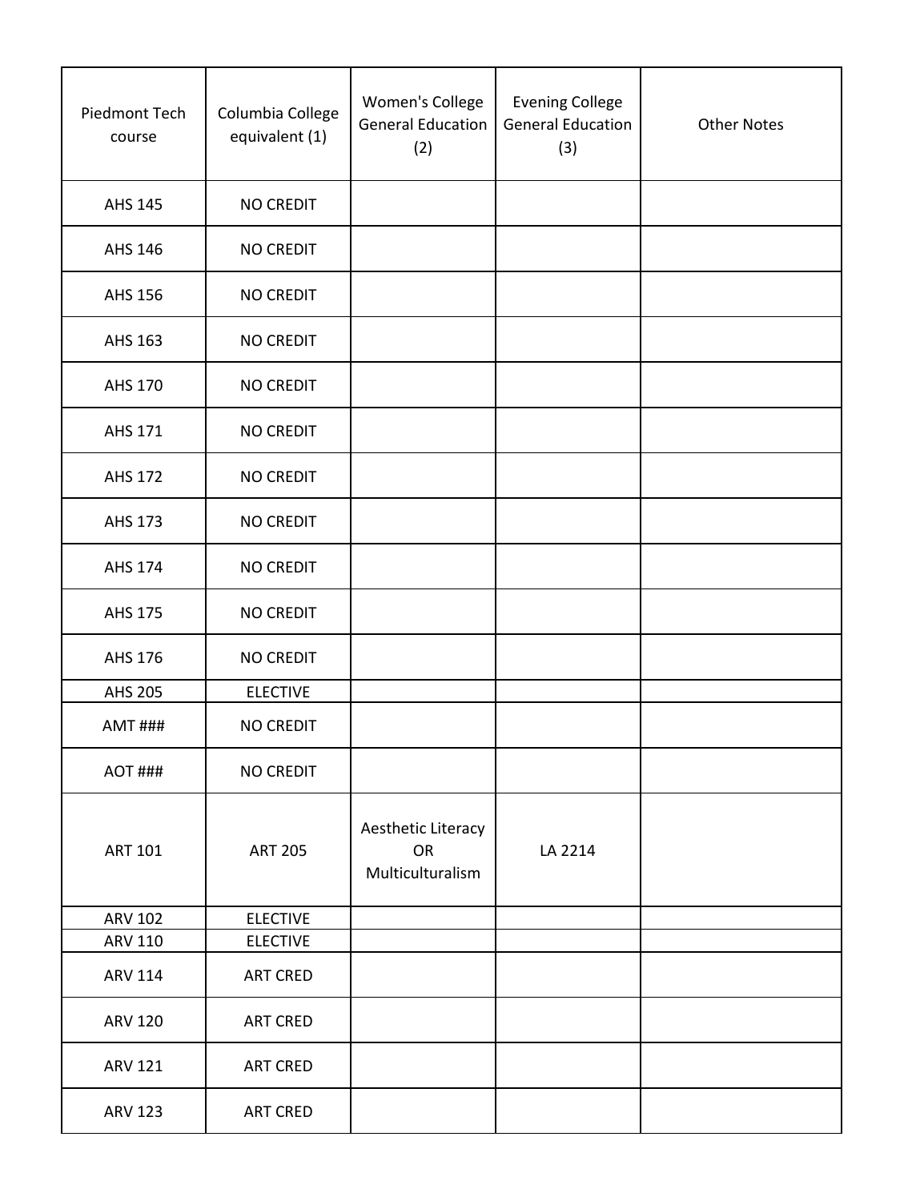| Piedmont Tech course | Columbia College equivalent (1) | Women's College General Education (2) | Evening College General Education (3) | Other Notes |
|---|---|---|---|---|
| AHS 145 | NO CREDIT | | | |
| AHS 146 | NO CREDIT | | | |
| AHS 156 | NO CREDIT | | | |
| AHS 163 | NO CREDIT | | | |
| AHS 170 | NO CREDIT | | | |
| AHS 171 | NO CREDIT | | | |
| AHS 172 | NO CREDIT | | | |
| AHS 173 | NO CREDIT | | | |
| AHS 174 | NO CREDIT | | | |
| AHS 175 | NO CREDIT | | | |
| AHS 176 | NO CREDIT | | | |
| AHS 205 | ELECTIVE | | | |
| AMT ### | NO CREDIT | | | |
| AOT ### | NO CREDIT | | | |
| ART 101 | ART 205 | Aesthetic Literacy OR Multiculturalism | LA 2214 | |
| ARV 102 | ELECTIVE | | | |
| ARV 110 | ELECTIVE | | | |
| ARV 114 | ART CRED | | | |
| ARV 120 | ART CRED | | | |
| ARV 121 | ART CRED | | | |
| ARV 123 | ART CRED | | | |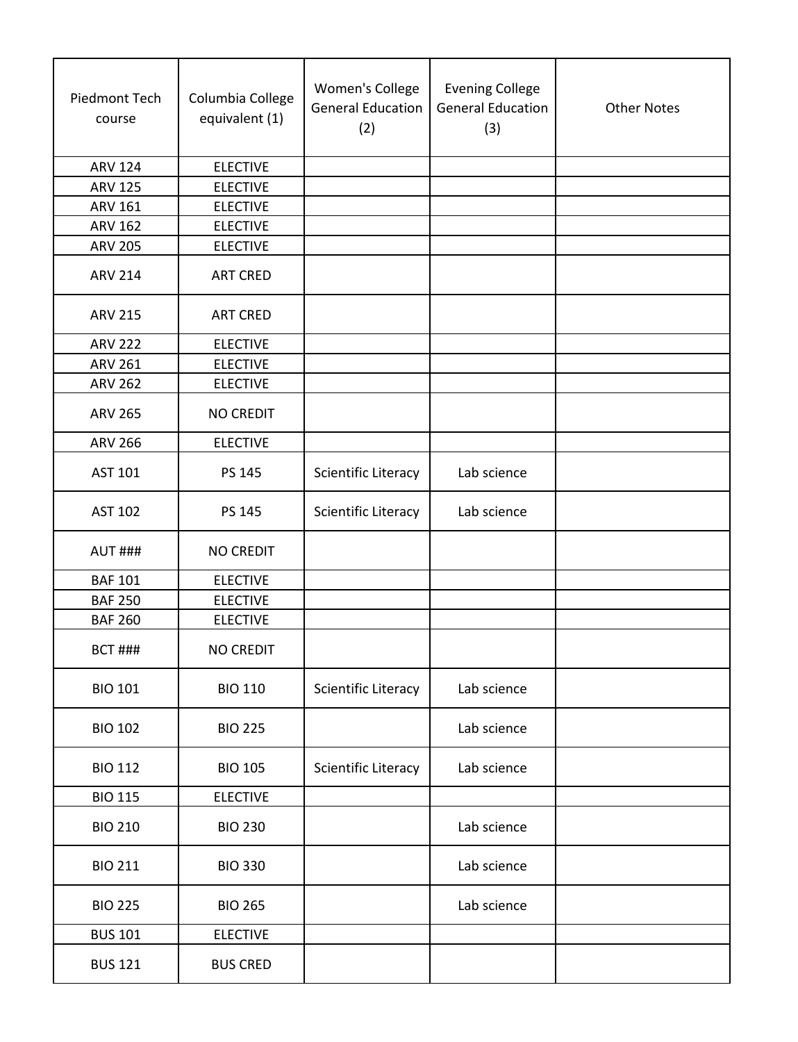| Piedmont Tech course | Columbia College equivalent (1) | Women's College General Education (2) | Evening College General Education (3) | Other Notes |
|---|---|---|---|---|
| ARV 124 | ELECTIVE | | | |
| ARV 125 | ELECTIVE | | | |
| ARV 161 | ELECTIVE | | | |
| ARV 162 | ELECTIVE | | | |
| ARV 205 | ELECTIVE | | | |
| ARV 214 | ART CRED | | | |
| ARV 215 | ART CRED | | | |
| ARV 222 | ELECTIVE | | | |
| ARV 261 | ELECTIVE | | | |
| ARV 262 | ELECTIVE | | | |
| ARV 265 | NO CREDIT | | | |
| ARV 266 | ELECTIVE | | | |
| AST 101 | PS 145 | Scientific Literacy | Lab science | |
| AST 102 | PS 145 | Scientific Literacy | Lab science | |
| AUT ### | NO CREDIT | | | |
| BAF 101 | ELECTIVE | | | |
| BAF 250 | ELECTIVE | | | |
| BAF 260 | ELECTIVE | | | |
| BCT ### | NO CREDIT | | | |
| BIO 101 | BIO 110 | Scientific Literacy | Lab science | |
| BIO 102 | BIO 225 | | Lab science | |
| BIO 112 | BIO 105 | Scientific Literacy | Lab science | |
| BIO 115 | ELECTIVE | | | |
| BIO 210 | BIO 230 | | Lab science | |
| BIO 211 | BIO 330 | | Lab science | |
| BIO 225 | BIO 265 | | Lab science | |
| BUS 101 | ELECTIVE | | | |
| BUS 121 | BUS CRED | | | |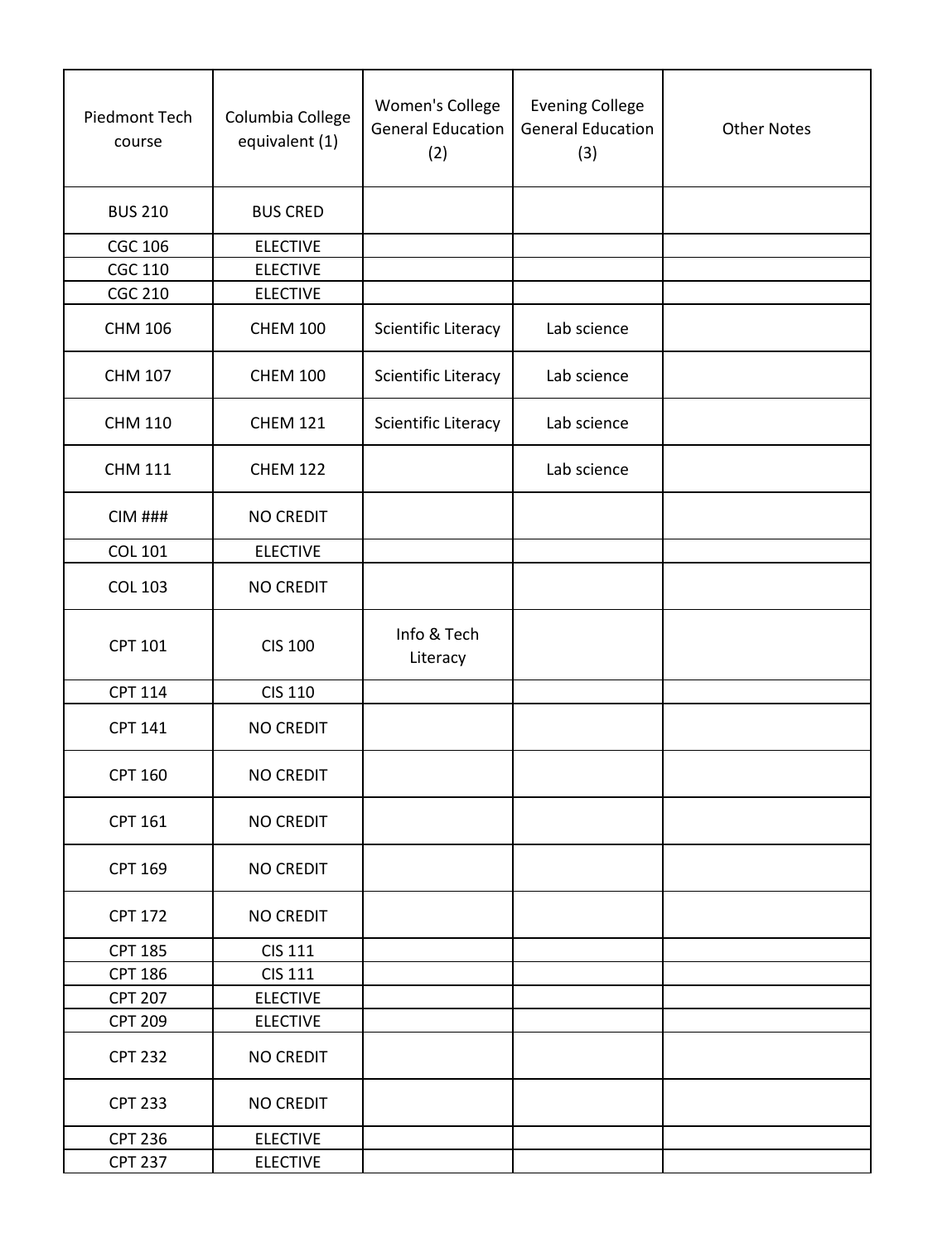| Piedmont Tech course | Columbia College equivalent (1) | Women's College General Education (2) | Evening College General Education (3) | Other Notes |
|---|---|---|---|---|
| BUS 210 | BUS CRED | | | |
| CGC 106 | ELECTIVE | | | |
| CGC 110 | ELECTIVE | | | |
| CGC 210 | ELECTIVE | | | |
| CHM 106 | CHEM 100 | Scientific Literacy | Lab science | |
| CHM 107 | CHEM 100 | Scientific Literacy | Lab science | |
| CHM 110 | CHEM 121 | Scientific Literacy | Lab science | |
| CHM 111 | CHEM 122 | | Lab science | |
| CIM ### | NO CREDIT | | | |
| COL 101 | ELECTIVE | | | |
| COL 103 | NO CREDIT | | | |
| CPT 101 | CIS 100 | Info & Tech Literacy | | |
| CPT 114 | CIS 110 | | | |
| CPT 141 | NO CREDIT | | | |
| CPT 160 | NO CREDIT | | | |
| CPT 161 | NO CREDIT | | | |
| CPT 169 | NO CREDIT | | | |
| CPT 172 | NO CREDIT | | | |
| CPT 185 | CIS 111 | | | |
| CPT 186 | CIS 111 | | | |
| CPT 207 | ELECTIVE | | | |
| CPT 209 | ELECTIVE | | | |
| CPT 232 | NO CREDIT | | | |
| CPT 233 | NO CREDIT | | | |
| CPT 236 | ELECTIVE | | | |
| CPT 237 | ELECTIVE | | | |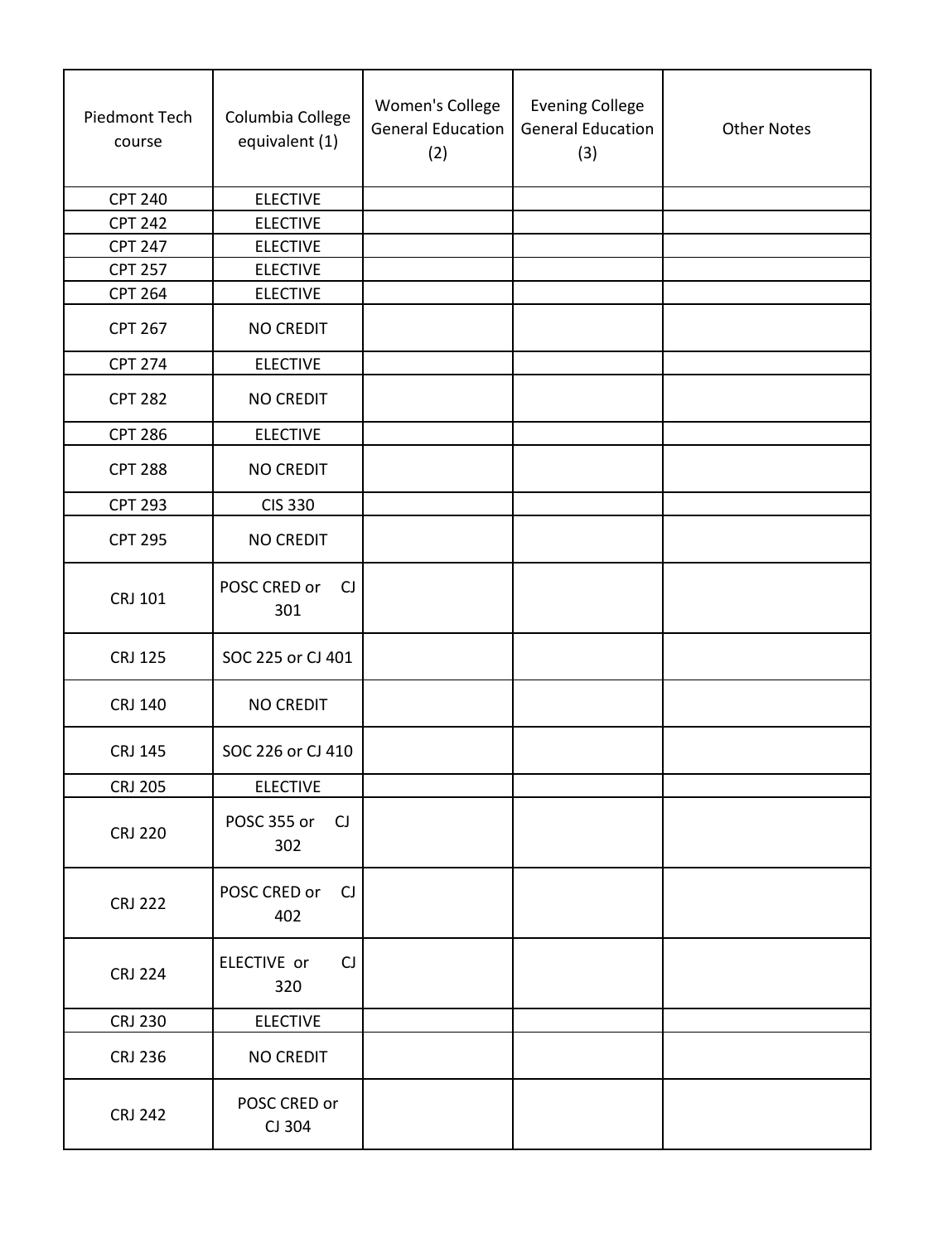| Piedmont Tech course | Columbia College equivalent (1) | Women's College General Education (2) | Evening College General Education (3) | Other Notes |
|---|---|---|---|---|
| CPT 240 | ELECTIVE | | | |
| CPT 242 | ELECTIVE | | | |
| CPT 247 | ELECTIVE | | | |
| CPT 257 | ELECTIVE | | | |
| CPT 264 | ELECTIVE | | | |
| CPT 267 | NO CREDIT | | | |
| CPT 274 | ELECTIVE | | | |
| CPT 282 | NO CREDIT | | | |
| CPT 286 | ELECTIVE | | | |
| CPT 288 | NO CREDIT | | | |
| CPT 293 | CIS 330 | | | |
| CPT 295 | NO CREDIT | | | |
| CRJ 101 | POSC CRED or CJ 301 | | | |
| CRJ 125 | SOC 225 or CJ 401 | | | |
| CRJ 140 | NO CREDIT | | | |
| CRJ 145 | SOC 226 or CJ 410 | | | |
| CRJ 205 | ELECTIVE | | | |
| CRJ 220 | POSC 355 or CJ 302 | | | |
| CRJ 222 | POSC CRED or CJ 402 | | | |
| CRJ 224 | ELECTIVE or CJ 320 | | | |
| CRJ 230 | ELECTIVE | | | |
| CRJ 236 | NO CREDIT | | | |
| CRJ 242 | POSC CRED or CJ 304 | | | |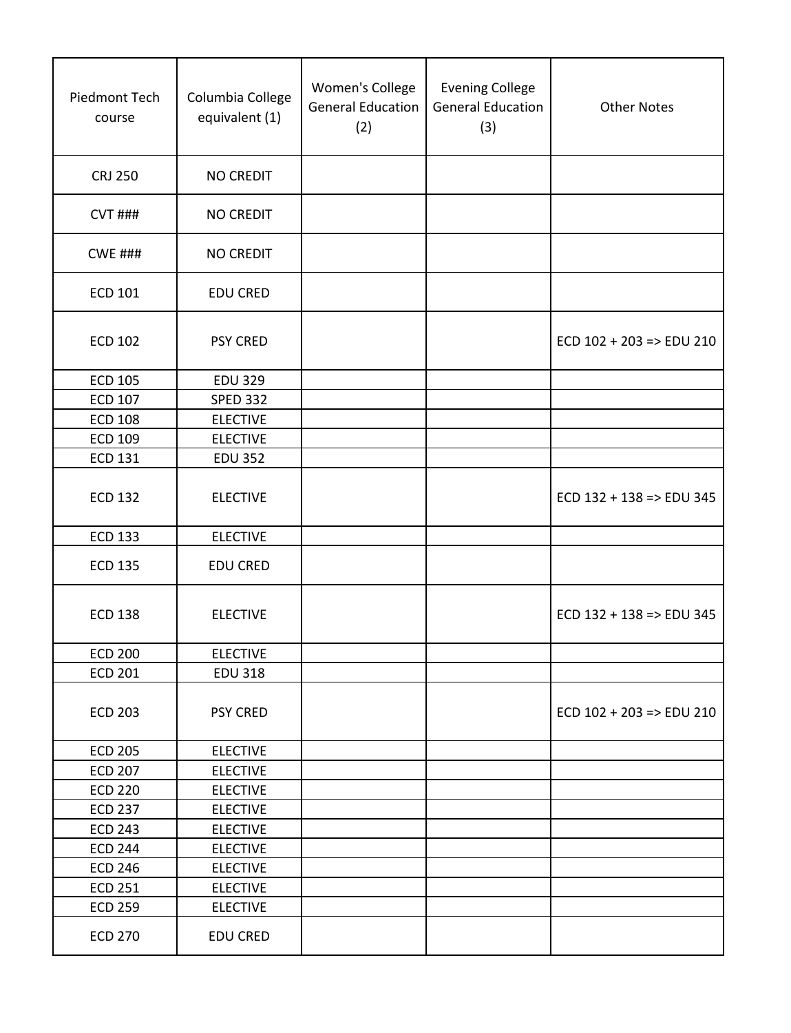| Piedmont Tech course | Columbia College equivalent (1) | Women's College General Education (2) | Evening College General Education (3) | Other Notes |
|---|---|---|---|---|
| CRJ 250 | NO CREDIT | | | |
| CVT ### | NO CREDIT | | | |
| CWE ### | NO CREDIT | | | |
| ECD 101 | EDU CRED | | | |
| ECD 102 | PSY CRED | | | ECD 102 + 203 => EDU 210 |
| ECD 105 | EDU 329 | | | |
| ECD 107 | SPED 332 | | | |
| ECD 108 | ELECTIVE | | | |
| ECD 109 | ELECTIVE | | | |
| ECD 131 | EDU 352 | | | |
| ECD 132 | ELECTIVE | | | ECD 132 + 138 => EDU 345 |
| ECD 133 | ELECTIVE | | | |
| ECD 135 | EDU CRED | | | |
| ECD 138 | ELECTIVE | | | ECD 132 + 138 => EDU 345 |
| ECD 200 | ELECTIVE | | | |
| ECD 201 | EDU 318 | | | |
| ECD 203 | PSY CRED | | | ECD 102 + 203 => EDU 210 |
| ECD 205 | ELECTIVE | | | |
| ECD 207 | ELECTIVE | | | |
| ECD 220 | ELECTIVE | | | |
| ECD 237 | ELECTIVE | | | |
| ECD 243 | ELECTIVE | | | |
| ECD 244 | ELECTIVE | | | |
| ECD 246 | ELECTIVE | | | |
| ECD 251 | ELECTIVE | | | |
| ECD 259 | ELECTIVE | | | |
| ECD 270 | EDU CRED | | | |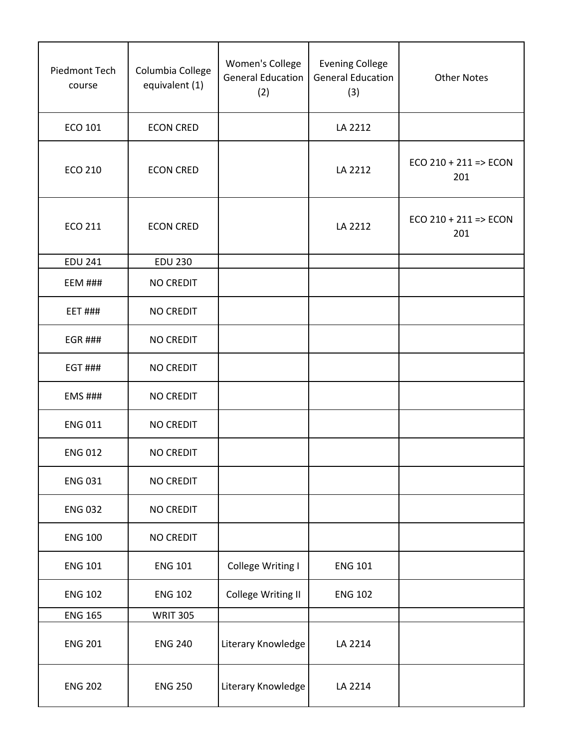| Piedmont Tech course | Columbia College equivalent (1) | Women's College General Education (2) | Evening College General Education (3) | Other Notes |
|---|---|---|---|---|
| ECO 101 | ECON CRED | | LA 2212 | |
| ECO 210 | ECON CRED | | LA 2212 | ECO 210 + 211 => ECON 201 |
| ECO 211 | ECON CRED | | LA 2212 | ECO 210 + 211 => ECON 201 |
| EDU 241 | EDU 230 | | | |
| EEM ### | NO CREDIT | | | |
| EET ### | NO CREDIT | | | |
| EGR ### | NO CREDIT | | | |
| EGT ### | NO CREDIT | | | |
| EMS ### | NO CREDIT | | | |
| ENG 011 | NO CREDIT | | | |
| ENG 012 | NO CREDIT | | | |
| ENG 031 | NO CREDIT | | | |
| ENG 032 | NO CREDIT | | | |
| ENG 100 | NO CREDIT | | | |
| ENG 101 | ENG 101 | College Writing I | ENG 101 | |
| ENG 102 | ENG 102 | College Writing II | ENG 102 | |
| ENG 165 | WRIT 305 | | | |
| ENG 201 | ENG 240 | Literary Knowledge | LA 2214 | |
| ENG 202 | ENG 250 | Literary Knowledge | LA 2214 | |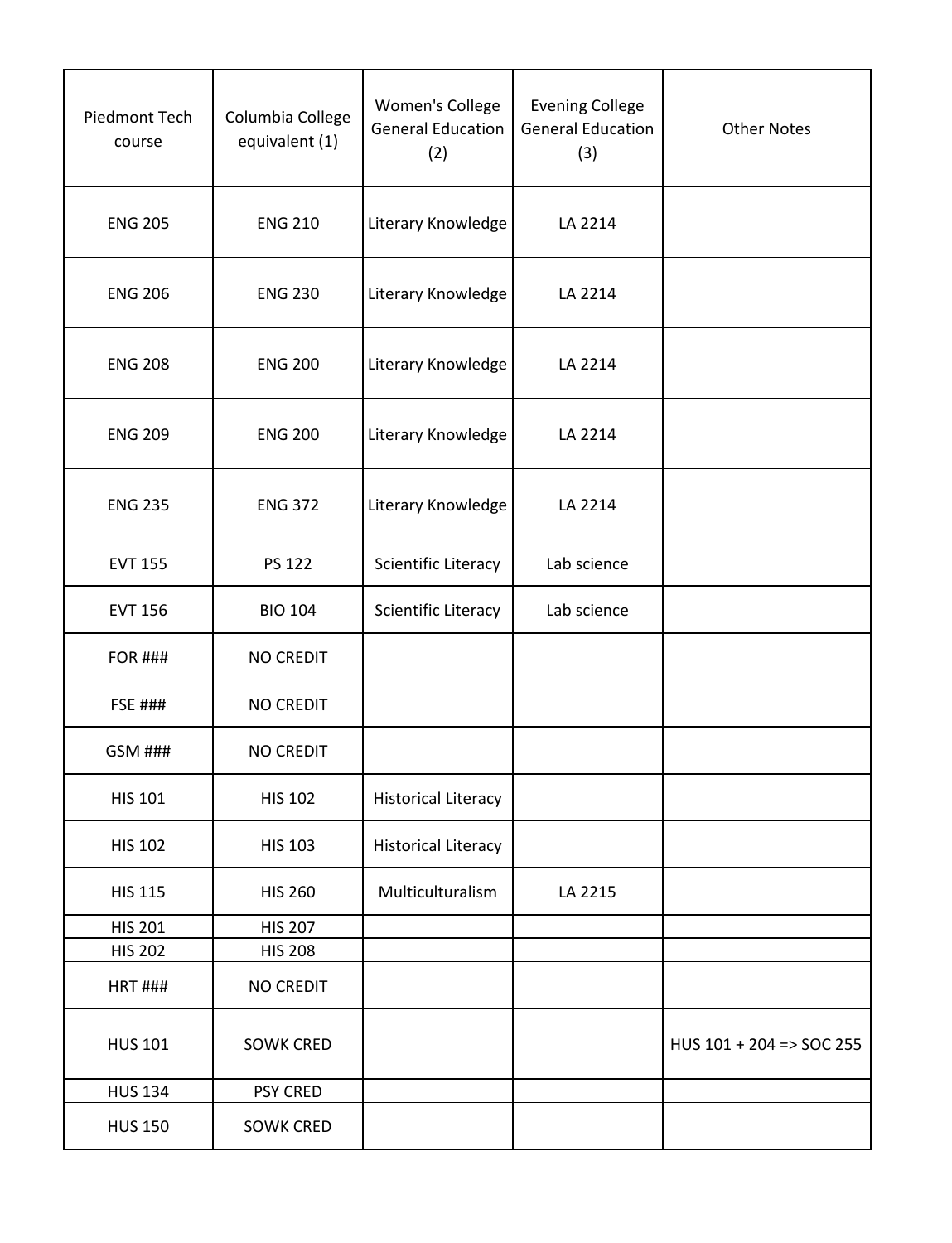| Piedmont Tech course | Columbia College equivalent (1) | Women's College General Education (2) | Evening College General Education (3) | Other Notes |
|---|---|---|---|---|
| ENG 205 | ENG 210 | Literary Knowledge | LA 2214 | |
| ENG 206 | ENG 230 | Literary Knowledge | LA 2214 | |
| ENG 208 | ENG 200 | Literary Knowledge | LA 2214 | |
| ENG 209 | ENG 200 | Literary Knowledge | LA 2214 | |
| ENG 235 | ENG 372 | Literary Knowledge | LA 2214 | |
| EVT 155 | PS 122 | Scientific Literacy | Lab science | |
| EVT 156 | BIO 104 | Scientific Literacy | Lab science | |
| FOR ### | NO CREDIT | | | |
| FSE ### | NO CREDIT | | | |
| GSM ### | NO CREDIT | | | |
| HIS 101 | HIS 102 | Historical Literacy | | |
| HIS 102 | HIS 103 | Historical Literacy | | |
| HIS 115 | HIS 260 | Multiculturalism | LA 2215 | |
| HIS 201 | HIS 207 | | | |
| HIS 202 | HIS 208 | | | |
| HRT ### | NO CREDIT | | | |
| HUS 101 | SOWK CRED | | | HUS 101 + 204 => SOC 255 |
| HUS 134 | PSY CRED | | | |
| HUS 150 | SOWK CRED | | | |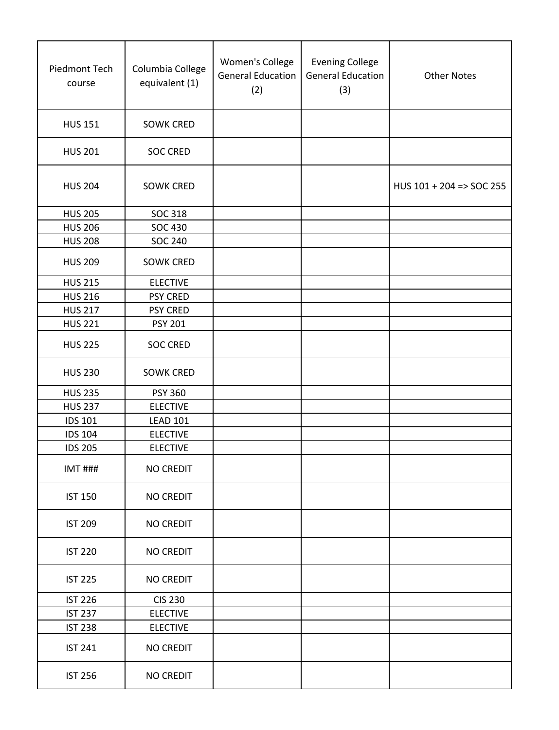| Piedmont Tech course | Columbia College equivalent (1) | Women's College General Education (2) | Evening College General Education (3) | Other Notes |
|---|---|---|---|---|
| HUS 151 | SOWK CRED | | | |
| HUS 201 | SOC CRED | | | |
| HUS 204 | SOWK CRED | | | HUS 101 + 204 => SOC 255 |
| HUS 205 | SOC 318 | | | |
| HUS 206 | SOC 430 | | | |
| HUS 208 | SOC 240 | | | |
| HUS 209 | SOWK CRED | | | |
| HUS 215 | ELECTIVE | | | |
| HUS 216 | PSY CRED | | | |
| HUS 217 | PSY CRED | | | |
| HUS 221 | PSY 201 | | | |
| HUS 225 | SOC CRED | | | |
| HUS 230 | SOWK CRED | | | |
| HUS 235 | PSY 360 | | | |
| HUS 237 | ELECTIVE | | | |
| IDS 101 | LEAD 101 | | | |
| IDS 104 | ELECTIVE | | | |
| IDS 205 | ELECTIVE | | | |
| IMT ### | NO CREDIT | | | |
| IST 150 | NO CREDIT | | | |
| IST 209 | NO CREDIT | | | |
| IST 220 | NO CREDIT | | | |
| IST 225 | NO CREDIT | | | |
| IST 226 | CIS 230 | | | |
| IST 237 | ELECTIVE | | | |
| IST 238 | ELECTIVE | | | |
| IST 241 | NO CREDIT | | | |
| IST 256 | NO CREDIT | | | |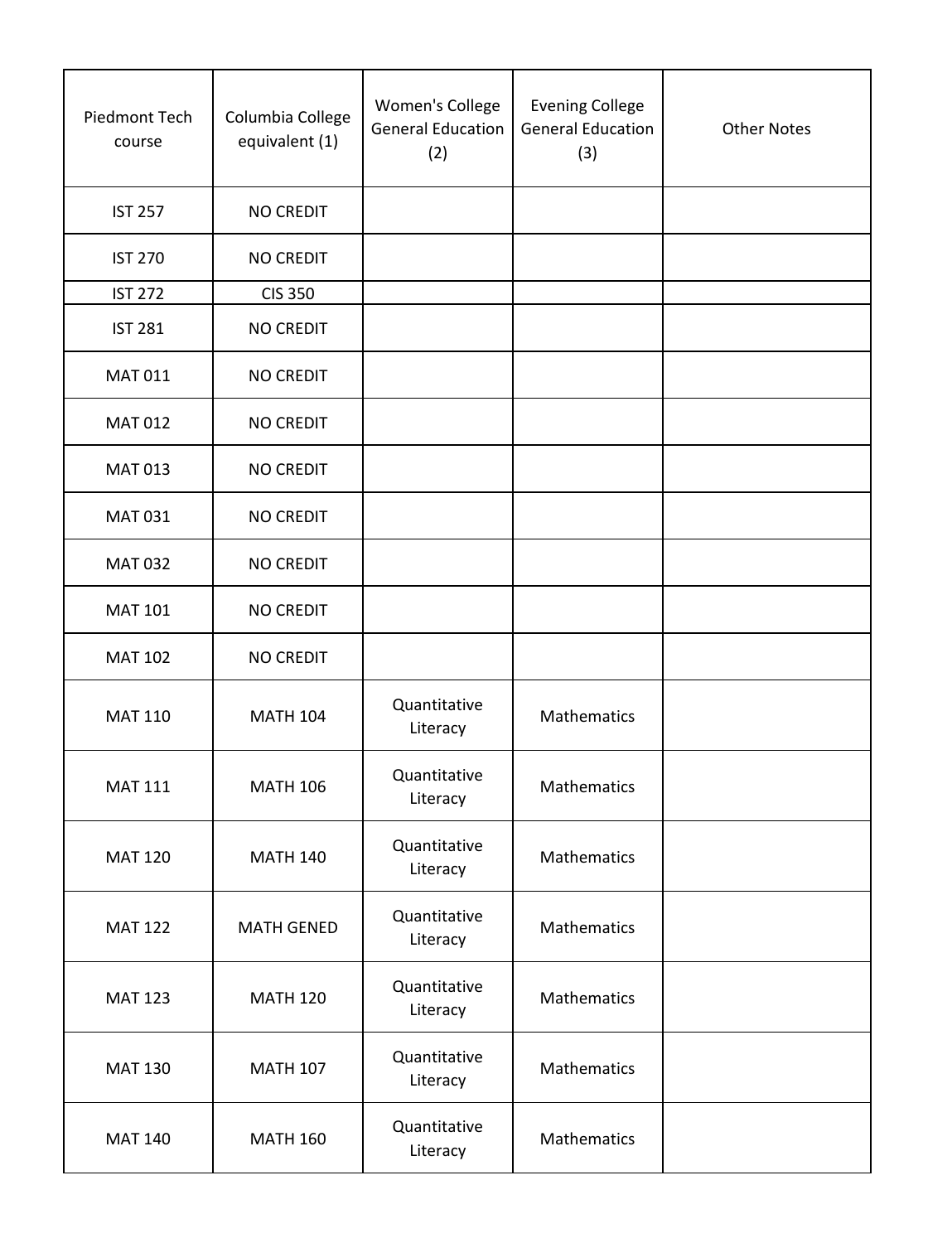| Piedmont Tech course | Columbia College equivalent (1) | Women's College General Education (2) | Evening College General Education (3) | Other Notes |
| --- | --- | --- | --- | --- |
| IST 257 | NO CREDIT | | | |
| IST 270 | NO CREDIT | | | |
| IST 272 | CIS 350 | | | |
| IST 281 | NO CREDIT | | | |
| MAT 011 | NO CREDIT | | | |
| MAT 012 | NO CREDIT | | | |
| MAT 013 | NO CREDIT | | | |
| MAT 031 | NO CREDIT | | | |
| MAT 032 | NO CREDIT | | | |
| MAT 101 | NO CREDIT | | | |
| MAT 102 | NO CREDIT | | | |
| MAT 110 | MATH 104 | Quantitative Literacy | Mathematics | |
| MAT 111 | MATH 106 | Quantitative Literacy | Mathematics | |
| MAT 120 | MATH 140 | Quantitative Literacy | Mathematics | |
| MAT 122 | MATH GENED | Quantitative Literacy | Mathematics | |
| MAT 123 | MATH 120 | Quantitative Literacy | Mathematics | |
| MAT 130 | MATH 107 | Quantitative Literacy | Mathematics | |
| MAT 140 | MATH 160 | Quantitative Literacy | Mathematics | |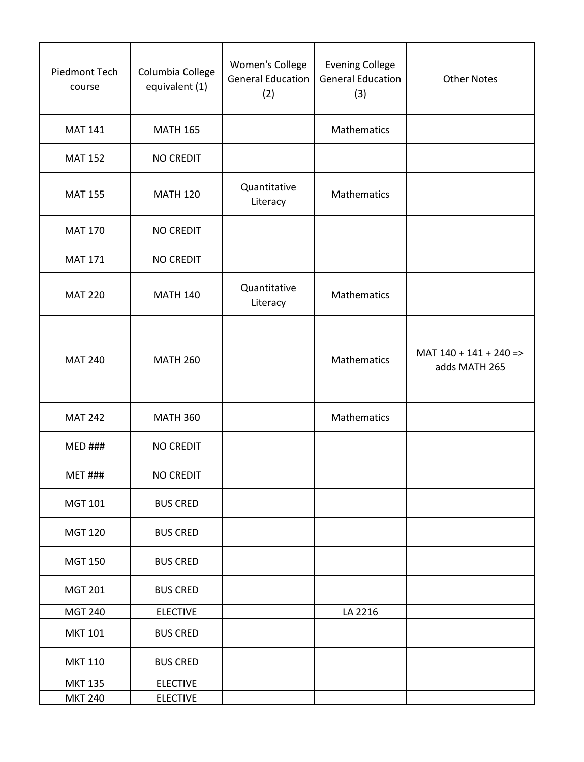| Piedmont Tech course | Columbia College equivalent (1) | Women's College General Education (2) | Evening College General Education (3) | Other Notes |
| --- | --- | --- | --- | --- |
| MAT 141 | MATH 165 | | Mathematics | |
| MAT 152 | NO CREDIT | | | |
| MAT 155 | MATH 120 | Quantitative Literacy | Mathematics | |
| MAT 170 | NO CREDIT | | | |
| MAT 171 | NO CREDIT | | | |
| MAT 220 | MATH 140 | Quantitative Literacy | Mathematics | |
| MAT 240 | MATH 260 | | Mathematics | MAT 140 + 141 + 240 => adds MATH 265 |
| MAT 242 | MATH 360 | | Mathematics | |
| MED ### | NO CREDIT | | | |
| MET ### | NO CREDIT | | | |
| MGT 101 | BUS CRED | | | |
| MGT 120 | BUS CRED | | | |
| MGT 150 | BUS CRED | | | |
| MGT 201 | BUS CRED | | | |
| MGT 240 | ELECTIVE | | LA 2216 | |
| MKT 101 | BUS CRED | | | |
| MKT 110 | BUS CRED | | | |
| MKT 135 | ELECTIVE | | | |
| MKT 240 | ELECTIVE | | | |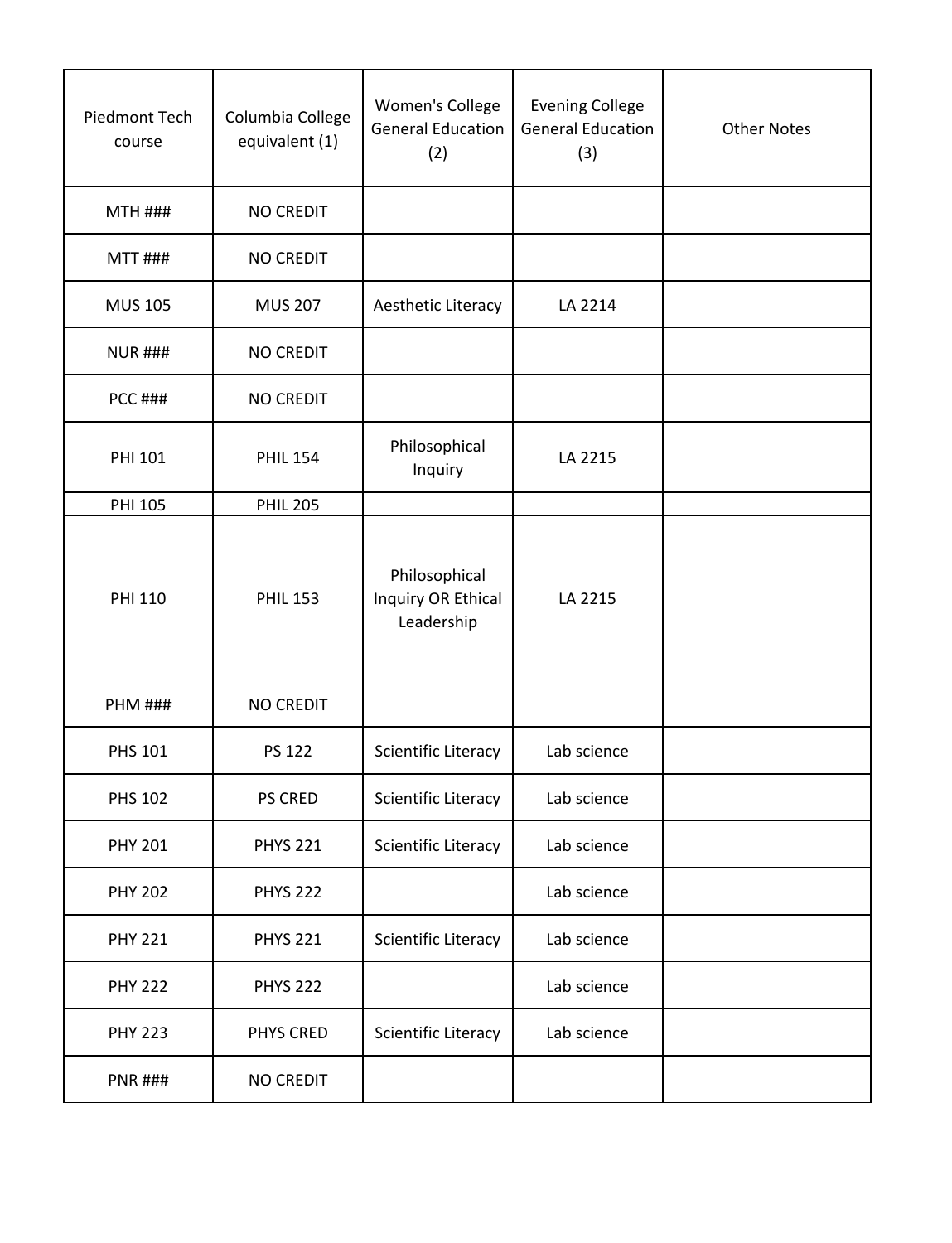| Piedmont Tech course | Columbia College equivalent (1) | Women's College General Education (2) | Evening College General Education (3) | Other Notes |
|---|---|---|---|---|
| MTH ### | NO CREDIT | | | |
| MTT ### | NO CREDIT | | | |
| MUS 105 | MUS 207 | Aesthetic Literacy | LA 2214 | |
| NUR ### | NO CREDIT | | | |
| PCC ### | NO CREDIT | | | |
| PHI 101 | PHIL 154 | Philosophical Inquiry | LA 2215 | |
| PHI 105 | PHIL 205 | | | |
| PHI 110 | PHIL 153 | Philosophical Inquiry OR Ethical Leadership | LA 2215 | |
| PHM ### | NO CREDIT | | | |
| PHS 101 | PS 122 | Scientific Literacy | Lab science | |
| PHS 102 | PS CRED | Scientific Literacy | Lab science | |
| PHY 201 | PHYS 221 | Scientific Literacy | Lab science | |
| PHY 202 | PHYS 222 | | Lab science | |
| PHY 221 | PHYS 221 | Scientific Literacy | Lab science | |
| PHY 222 | PHYS 222 | | Lab science | |
| PHY 223 | PHYS CRED | Scientific Literacy | Lab science | |
| PNR ### | NO CREDIT | | | |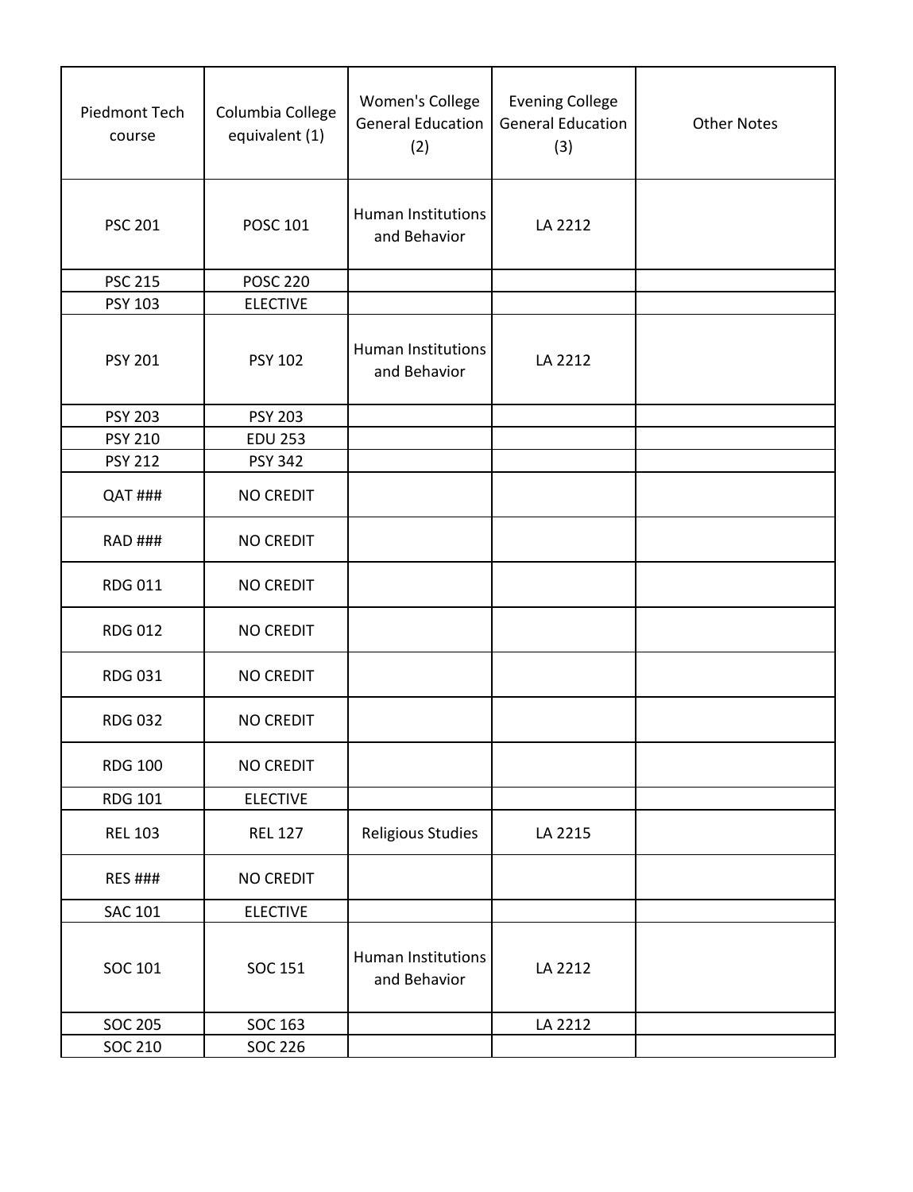| Piedmont Tech course | Columbia College equivalent (1) | Women's College General Education (2) | Evening College General Education (3) | Other Notes |
|---|---|---|---|---|
| PSC 201 | POSC 101 | Human Institutions and Behavior | LA 2212 | |
| PSC 215 | POSC 220 | | | |
| PSY 103 | ELECTIVE | | | |
| PSY 201 | PSY 102 | Human Institutions and Behavior | LA 2212 | |
| PSY 203 | PSY 203 | | | |
| PSY 210 | EDU 253 | | | |
| PSY 212 | PSY 342 | | | |
| QAT ### | NO CREDIT | | | |
| RAD ### | NO CREDIT | | | |
| RDG 011 | NO CREDIT | | | |
| RDG 012 | NO CREDIT | | | |
| RDG 031 | NO CREDIT | | | |
| RDG 032 | NO CREDIT | | | |
| RDG 100 | NO CREDIT | | | |
| RDG 101 | ELECTIVE | | | |
| REL 103 | REL 127 | Religious Studies | LA 2215 | |
| RES ### | NO CREDIT | | | |
| SAC 101 | ELECTIVE | | | |
| SOC 101 | SOC 151 | Human Institutions and Behavior | LA 2212 | |
| SOC 205 | SOC 163 | | LA 2212 | |
| SOC 210 | SOC 226 | | | |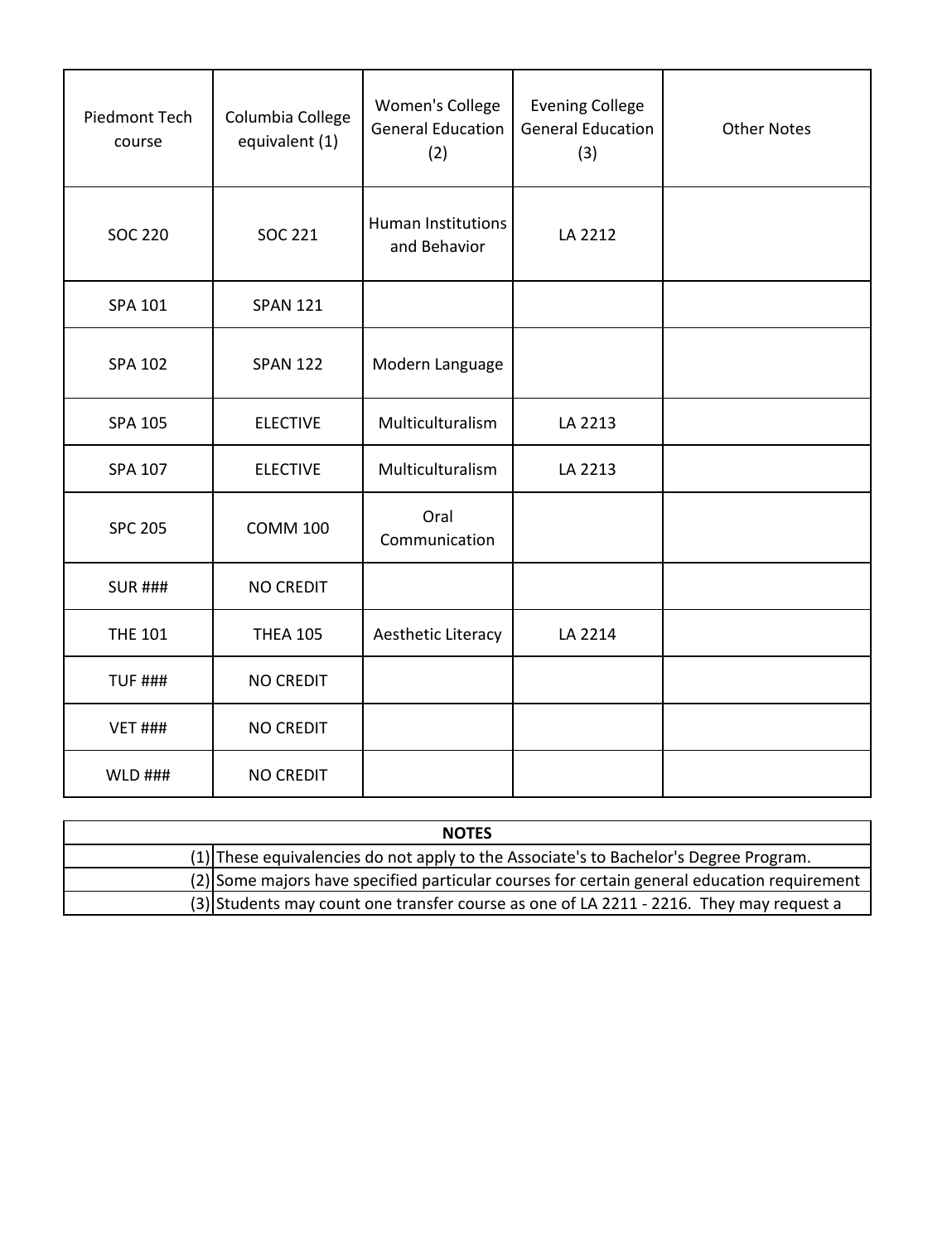| Piedmont Tech course | Columbia College equivalent (1) | Women's College General Education (2) | Evening College General Education (3) | Other Notes |
|---|---|---|---|---|
| SOC 220 | SOC 221 | Human Institutions and Behavior | LA 2212 | |
| SPA 101 | SPAN 121 | | | |
| SPA 102 | SPAN 122 | Modern Language | | |
| SPA 105 | ELECTIVE | Multiculturalism | LA 2213 | |
| SPA 107 | ELECTIVE | Multiculturalism | LA 2213 | |
| SPC 205 | COMM 100 | Oral Communication | | |
| SUR ### | NO CREDIT | | | |
| THE 101 | THEA 105 | Aesthetic Literacy | LA 2214 | |
| TUF ### | NO CREDIT | | | |
| VET ### | NO CREDIT | | | |
| WLD ### | NO CREDIT | | | |

| NOTES | |
|---|---|
| (1) | These equivalencies do not apply to the Associate's to Bachelor's Degree Program. |
| (2) | Some majors have specified particular courses for certain general education requirement |
| (3) | Students may count one transfer course as one of LA 2211 - 2216. They may request a |